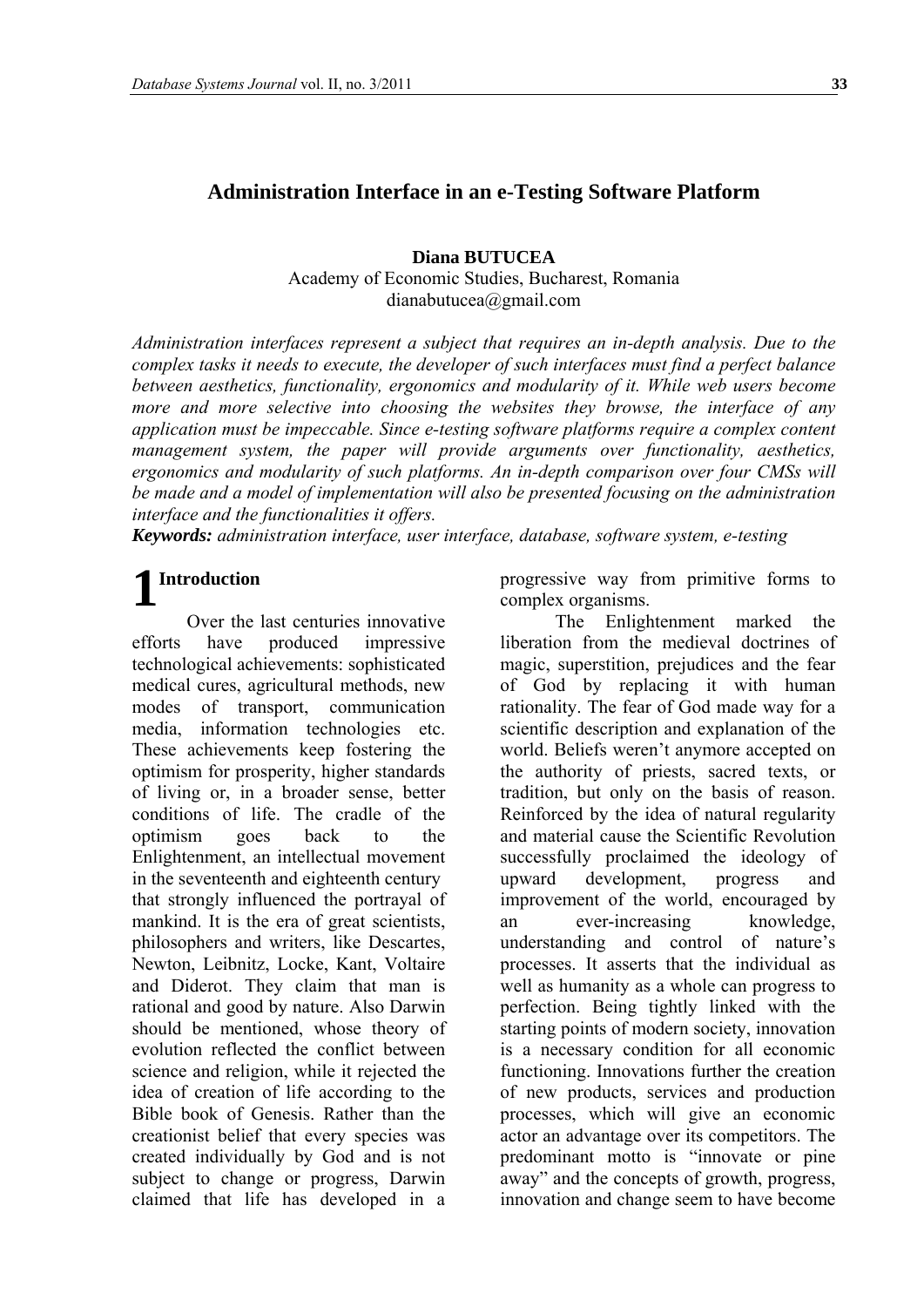# Administration Interface in an e-Testing Software Platform

**Diana BUTUCEA**
Academy of Economic Studies, Bucharest, Romania
dianabutucea@gmail.com

*Administration interfaces represent a subject that requires an in-depth analysis. Due to the complex tasks it needs to execute, the developer of such interfaces must find a perfect balance between aesthetics, functionality, ergonomics and modularity of it. While web users become more and more selective into choosing the websites they browse, the interface of any application must be impeccable. Since e-testing software platforms require a complex content management system, the paper will provide arguments over functionality, aesthetics, ergonomics and modularity of such platforms. An in-depth comparison over four CMSs will be made and a model of implementation will also be presented focusing on the administration interface and the functionalities it offers.*

***Keywords:*** *administration interface, user interface, database, software system, e-testing*

## 1 Introduction

Over the last centuries innovative efforts have produced impressive technological achievements: sophisticated medical cures, agricultural methods, new modes of transport, communication media, information technologies etc. These achievements keep fostering the optimism for prosperity, higher standards of living or, in a broader sense, better conditions of life. The cradle of the optimism goes back to the Enlightenment, an intellectual movement in the seventeenth and eighteenth century that strongly influenced the portrayal of mankind. It is the era of great scientists, philosophers and writers, like Descartes, Newton, Leibnitz, Locke, Kant, Voltaire and Diderot. They claim that man is rational and good by nature. Also Darwin should be mentioned, whose theory of evolution reflected the conflict between science and religion, while it rejected the idea of creation of life according to the Bible book of Genesis. Rather than the creationist belief that every species was created individually by God and is not subject to change or progress, Darwin claimed that life has developed in a progressive way from primitive forms to complex organisms.

The Enlightenment marked the liberation from the medieval doctrines of magic, superstition, prejudices and the fear of God by replacing it with human rationality. The fear of God made way for a scientific description and explanation of the world. Beliefs weren't anymore accepted on the authority of priests, sacred texts, or tradition, but only on the basis of reason. Reinforced by the idea of natural regularity and material cause the Scientific Revolution successfully proclaimed the ideology of upward development, progress and improvement of the world, encouraged by an ever-increasing knowledge, understanding and control of nature's processes. It asserts that the individual as well as humanity as a whole can progress to perfection. Being tightly linked with the starting points of modern society, innovation is a necessary condition for all economic functioning. Innovations further the creation of new products, services and production processes, which will give an economic actor an advantage over its competitors. The predominant motto is "innovate or pine away" and the concepts of growth, progress, innovation and change seem to have become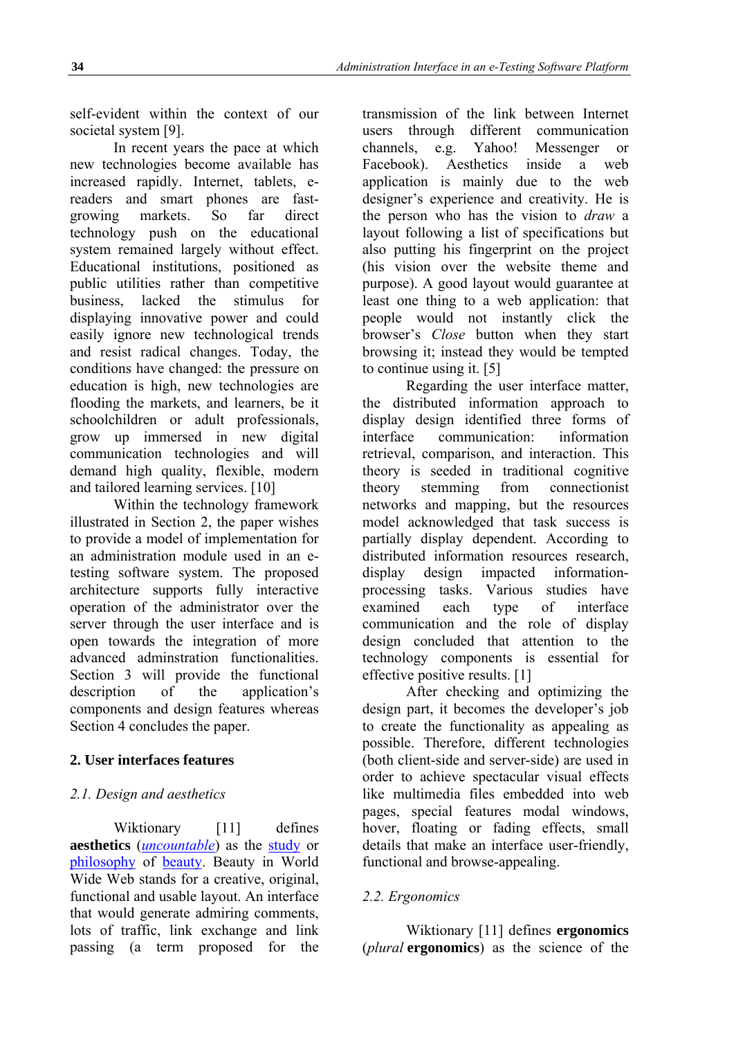self-evident within the context of our societal system [9].

In recent years the pace at which new technologies become available has increased rapidly. Internet, tablets, e-readers and smart phones are fast-growing markets. So far direct technology push on the educational system remained largely without effect. Educational institutions, positioned as public utilities rather than competitive business, lacked the stimulus for displaying innovative power and could easily ignore new technological trends and resist radical changes. Today, the conditions have changed: the pressure on education is high, new technologies are flooding the markets, and learners, be it schoolchildren or adult professionals, grow up immersed in new digital communication technologies and will demand high quality, flexible, modern and tailored learning services. [10]

Within the technology framework illustrated in Section 2, the paper wishes to provide a model of implementation for an administration module used in an e-testing software system. The proposed architecture supports fully interactive operation of the administrator over the server through the user interface and is open towards the integration of more advanced adminstration functionalities. Section 3 will provide the functional description of the application's components and design features whereas Section 4 concludes the paper.

## 2. User interfaces features

### *2.1. Design and aesthetics*

Wiktionary [11] defines **aesthetics** (*uncountable*) as the study or philosophy of beauty. Beauty in World Wide Web stands for a creative, original, functional and usable layout. An interface that would generate admiring comments, lots of traffic, link exchange and link passing (a term proposed for the transmission of the link between Internet users through different communication channels, e.g. Yahoo! Messenger or Facebook). Aesthetics inside a web application is mainly due to the web designer's experience and creativity. He is the person who has the vision to *draw* a layout following a list of specifications but also putting his fingerprint on the project (his vision over the website theme and purpose). A good layout would guarantee at least one thing to a web application: that people would not instantly click the browser's *Close* button when they start browsing it; instead they would be tempted to continue using it. [5]

Regarding the user interface matter, the distributed information approach to display design identified three forms of interface communication: information retrieval, comparison, and interaction. This theory is seeded in traditional cognitive theory stemming from connectionist networks and mapping, but the resources model acknowledged that task success is partially display dependent. According to distributed information resources research, display design impacted information-processing tasks. Various studies have examined each type of interface communication and the role of display design concluded that attention to the technology components is essential for effective positive results. [1]

After checking and optimizing the design part, it becomes the developer's job to create the functionality as appealing as possible. Therefore, different technologies (both client-side and server-side) are used in order to achieve spectacular visual effects like multimedia files embedded into web pages, special features modal windows, hover, floating or fading effects, small details that make an interface user-friendly, functional and browse-appealing.

### *2.2. Ergonomics*

Wiktionary [11] defines **ergonomics** (*plural* **ergonomics**) as the science of the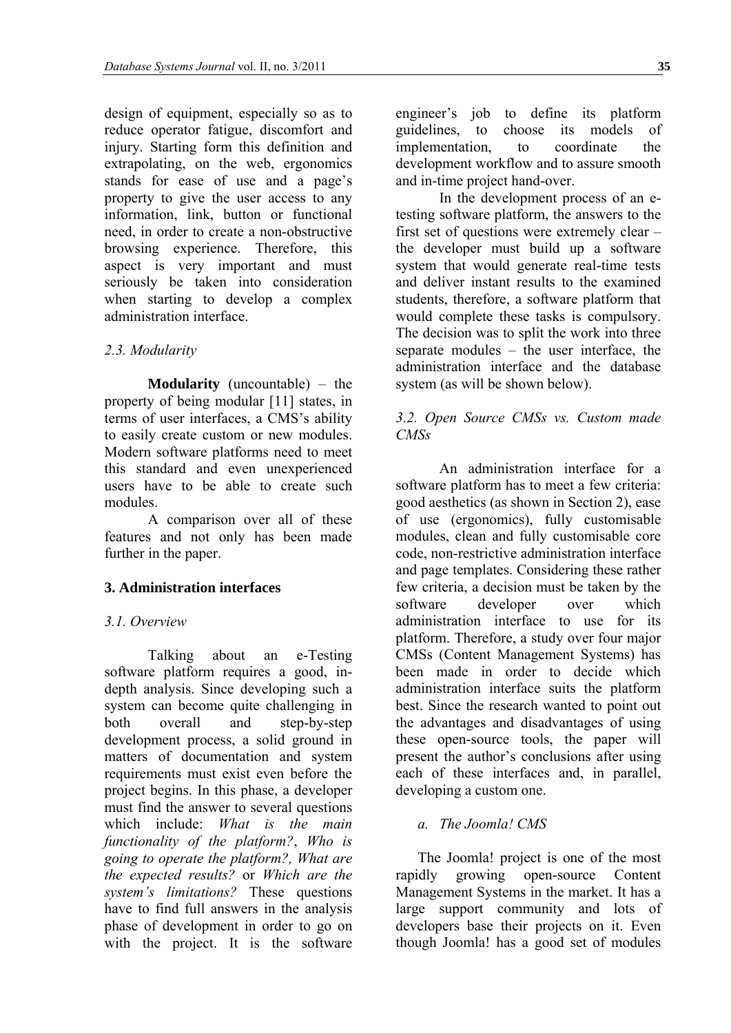design of equipment, especially so as to reduce operator fatigue, discomfort and injury. Starting form this definition and extrapolating, on the web, ergonomics stands for ease of use and a page's property to give the user access to any information, link, button or functional need, in order to create a non-obstructive browsing experience. Therefore, this aspect is very important and must seriously be taken into consideration when starting to develop a complex administration interface.

### *2.3. Modularity*

**Modularity** (uncountable) – the property of being modular [11] states, in terms of user interfaces, a CMS's ability to easily create custom or new modules. Modern software platforms need to meet this standard and even unexperienced users have to be able to create such modules.

A comparison over all of these features and not only has been made further in the paper.

## 3. Administration interfaces

### *3.1. Overview*

Talking about an e-Testing software platform requires a good, in-depth analysis. Since developing such a system can become quite challenging in both overall and step-by-step development process, a solid ground in matters of documentation and system requirements must exist even before the project begins. In this phase, a developer must find the answer to several questions which include: *What is the main functionality of the platform?*, *Who is going to operate the platform?, What are the expected results?* or *Which are the system's limitations?* These questions have to find full answers in the analysis phase of development in order to go on with the project. It is the software engineer's job to define its platform guidelines, to choose its models of implementation, to coordinate the development workflow and to assure smooth and in-time project hand-over.

In the development process of an e-testing software platform, the answers to the first set of questions were extremely clear – the developer must build up a software system that would generate real-time tests and deliver instant results to the examined students, therefore, a software platform that would complete these tasks is compulsory. The decision was to split the work into three separate modules – the user interface, the administration interface and the database system (as will be shown below).

### *3.2. Open Source CMSs vs. Custom made CMSs*

An administration interface for a software platform has to meet a few criteria: good aesthetics (as shown in Section 2), ease of use (ergonomics), fully customisable modules, clean and fully customisable core code, non-restrictive administration interface and page templates. Considering these rather few criteria, a decision must be taken by the software developer over which administration interface to use for its platform. Therefore, a study over four major CMSs (Content Management Systems) has been made in order to decide which administration interface suits the platform best. Since the research wanted to point out the advantages and disadvantages of using these open-source tools, the paper will present the author's conclusions after using each of these interfaces and, in parallel, developing a custom one.

#### *a. The Joomla! CMS*

The Joomla! project is one of the most rapidly growing open-source Content Management Systems in the market. It has a large support community and lots of developers base their projects on it. Even though Joomla! has a good set of modules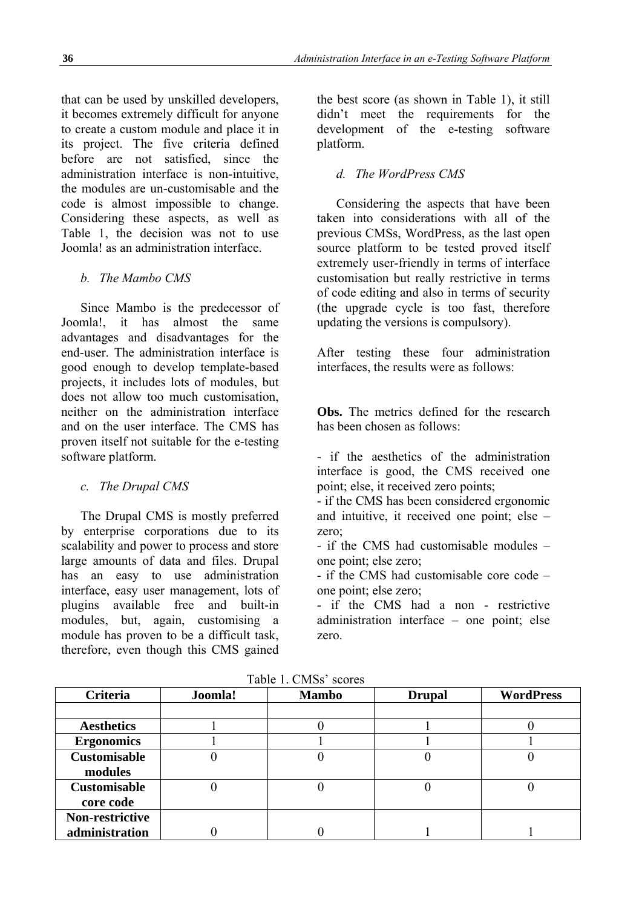that can be used by unskilled developers, it becomes extremely difficult for anyone to create a custom module and place it in its project. The five criteria defined before are not satisfied, since the administration interface is non-intuitive, the modules are un-customisable and the code is almost impossible to change. Considering these aspects, as well as Table 1, the decision was not to use Joomla! as an administration interface.

*b. The Mambo CMS*

Since Mambo is the predecessor of Joomla!, it has almost the same advantages and disadvantages for the end-user. The administration interface is good enough to develop template-based projects, it includes lots of modules, but does not allow too much customisation, neither on the administration interface and on the user interface. The CMS has proven itself not suitable for the e-testing software platform.

*c. The Drupal CMS*

The Drupal CMS is mostly preferred by enterprise corporations due to its scalability and power to process and store large amounts of data and files. Drupal has an easy to use administration interface, easy user management, lots of plugins available free and built-in modules, but, again, customising a module has proven to be a difficult task, therefore, even though this CMS gained the best score (as shown in Table 1), it still didn't meet the requirements for the development of the e-testing software platform.

*d. The WordPress CMS*

Considering the aspects that have been taken into considerations with all of the previous CMSs, WordPress, as the last open source platform to be tested proved itself extremely user-friendly in terms of interface customisation but really restrictive in terms of code editing and also in terms of security (the upgrade cycle is too fast, therefore updating the versions is compulsory).

After testing these four administration interfaces, the results were as follows:

**Obs.** The metrics defined for the research has been chosen as follows:

- if the aesthetics of the administration interface is good, the CMS received one point; else, it received zero points;
- if the CMS has been considered ergonomic and intuitive, it received one point; else – zero;
- if the CMS had customisable modules – one point; else zero;
- if the CMS had customisable core code – one point; else zero;
- if the CMS had a non - restrictive administration interface – one point; else zero.

Table 1. CMSs' scores

| Criteria | Joomla! | Mambo | Drupal | WordPress |
|---|---|---|---|---|
| | | | | |
| **Aesthetics** | 1 | 0 | 1 | 0 |
| **Ergonomics** | 1 | 1 | 1 | 1 |
| **Customisable modules** | 0 | 0 | 0 | 0 |
| **Customisable core code** | 0 | 0 | 0 | 0 |
| **Non-restrictive administration** | 0 | 0 | 1 | 1 |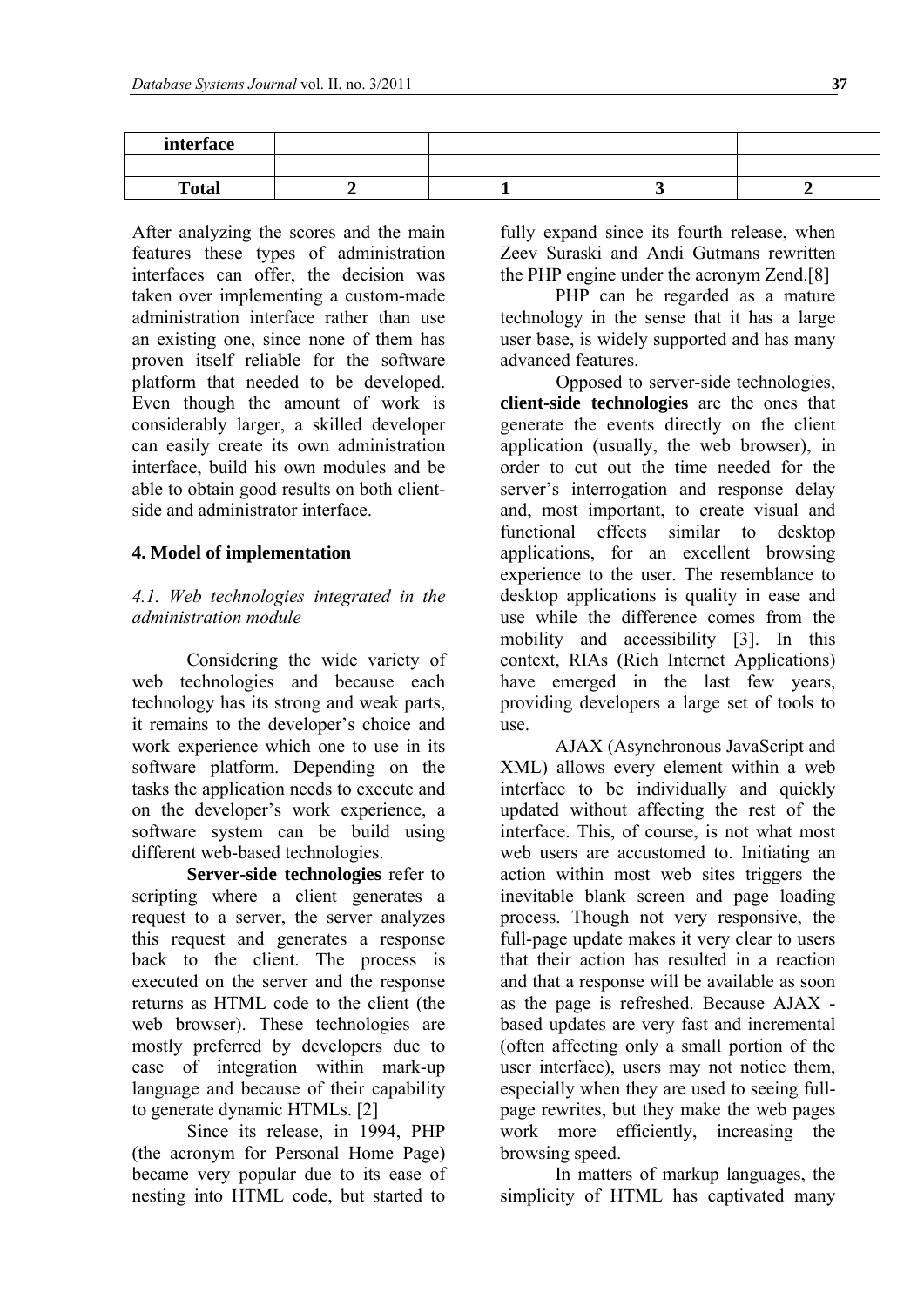| interface | | | | |
|---|---|---|---|---|
| | | | | |
| **Total** | **2** | **1** | **3** | **2** |

After analyzing the scores and the main features these types of administration interfaces can offer, the decision was taken over implementing a custom-made administration interface rather than use an existing one, since none of them has proven itself reliable for the software platform that needed to be developed. Even though the amount of work is considerably larger, a skilled developer can easily create its own administration interface, build his own modules and be able to obtain good results on both client-side and administrator interface.

## 4. Model of implementation

### *4.1. Web technologies integrated in the administration module*

Considering the wide variety of web technologies and because each technology has its strong and weak parts, it remains to the developer's choice and work experience which one to use in its software platform. Depending on the tasks the application needs to execute and on the developer's work experience, a software system can be build using different web-based technologies.

**Server-side technologies** refer to scripting where a client generates a request to a server, the server analyzes this request and generates a response back to the client. The process is executed on the server and the response returns as HTML code to the client (the web browser). These technologies are mostly preferred by developers due to ease of integration within mark-up language and because of their capability to generate dynamic HTMLs. [2]

Since its release, in 1994, PHP (the acronym for Personal Home Page) became very popular due to its ease of nesting into HTML code, but started to fully expand since its fourth release, when Zeev Suraski and Andi Gutmans rewritten the PHP engine under the acronym Zend.[8]

PHP can be regarded as a mature technology in the sense that it has a large user base, is widely supported and has many advanced features.

Opposed to server-side technologies, **client-side technologies** are the ones that generate the events directly on the client application (usually, the web browser), in order to cut out the time needed for the server's interrogation and response delay and, most important, to create visual and functional effects similar to desktop applications, for an excellent browsing experience to the user. The resemblance to desktop applications is quality in ease and use while the difference comes from the mobility and accessibility [3]. In this context, RIAs (Rich Internet Applications) have emerged in the last few years, providing developers a large set of tools to use.

AJAX (Asynchronous JavaScript and XML) allows every element within a web interface to be individually and quickly updated without affecting the rest of the interface. This, of course, is not what most web users are accustomed to. Initiating an action within most web sites triggers the inevitable blank screen and page loading process. Though not very responsive, the full-page update makes it very clear to users that their action has resulted in a reaction and that a response will be available as soon as the page is refreshed. Because AJAX - based updates are very fast and incremental (often affecting only a small portion of the user interface), users may not notice them, especially when they are used to seeing full-page rewrites, but they make the web pages work more efficiently, increasing the browsing speed.

In matters of markup languages, the simplicity of HTML has captivated many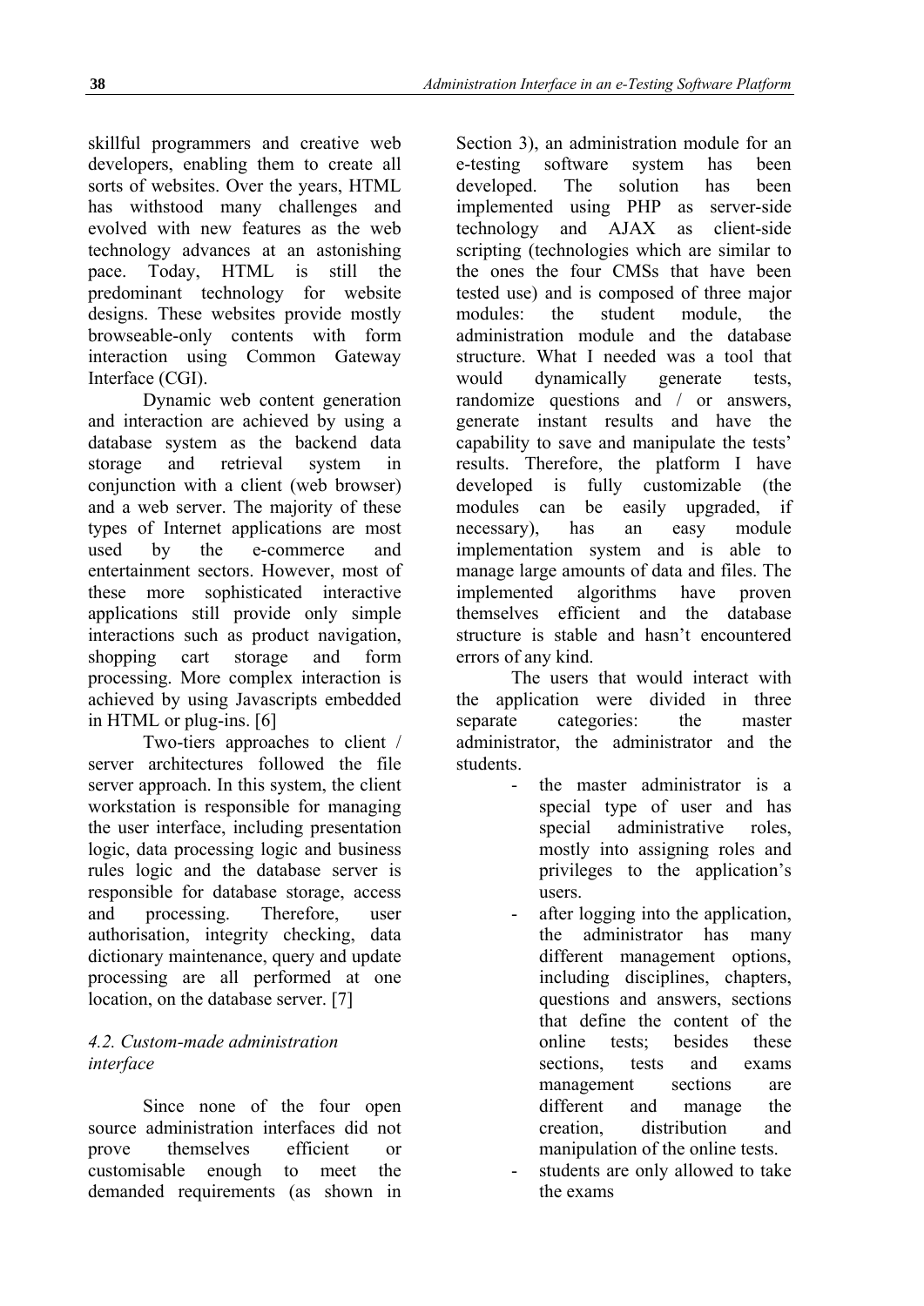skillful programmers and creative web developers, enabling them to create all sorts of websites. Over the years, HTML has withstood many challenges and evolved with new features as the web technology advances at an astonishing pace. Today, HTML is still the predominant technology for website designs. These websites provide mostly browseable-only contents with form interaction using Common Gateway Interface (CGI).

Dynamic web content generation and interaction are achieved by using a database system as the backend data storage and retrieval system in conjunction with a client (web browser) and a web server. The majority of these types of Internet applications are most used by the e-commerce and entertainment sectors. However, most of these more sophisticated interactive applications still provide only simple interactions such as product navigation, shopping cart storage and form processing. More complex interaction is achieved by using Javascripts embedded in HTML or plug-ins. [6]

Two-tiers approaches to client / server architectures followed the file server approach. In this system, the client workstation is responsible for managing the user interface, including presentation logic, data processing logic and business rules logic and the database server is responsible for database storage, access and processing. Therefore, user authorisation, integrity checking, data dictionary maintenance, query and update processing are all performed at one location, on the database server. [7]

### *4.2. Custom-made administration interface*

Since none of the four open source administration interfaces did not prove themselves efficient or customisable enough to meet the demanded requirements (as shown in Section 3), an administration module for an e-testing software system has been developed. The solution has been implemented using PHP as server-side technology and AJAX as client-side scripting (technologies which are similar to the ones the four CMSs that have been tested use) and is composed of three major modules: the student module, the administration module and the database structure. What I needed was a tool that would dynamically generate tests, randomize questions and / or answers, generate instant results and have the capability to save and manipulate the tests' results. Therefore, the platform I have developed is fully customizable (the modules can be easily upgraded, if necessary), has an easy module implementation system and is able to manage large amounts of data and files. The implemented algorithms have proven themselves efficient and the database structure is stable and hasn't encountered errors of any kind.

The users that would interact with the application were divided in three separate categories: the master administrator, the administrator and the students.

- the master administrator is a special type of user and has special administrative roles, mostly into assigning roles and privileges to the application's users.
- after logging into the application, the administrator has many different management options, including disciplines, chapters, questions and answers, sections that define the content of the online tests; besides these sections, tests and exams management sections are different and manage the creation, distribution and manipulation of the online tests.
- students are only allowed to take the exams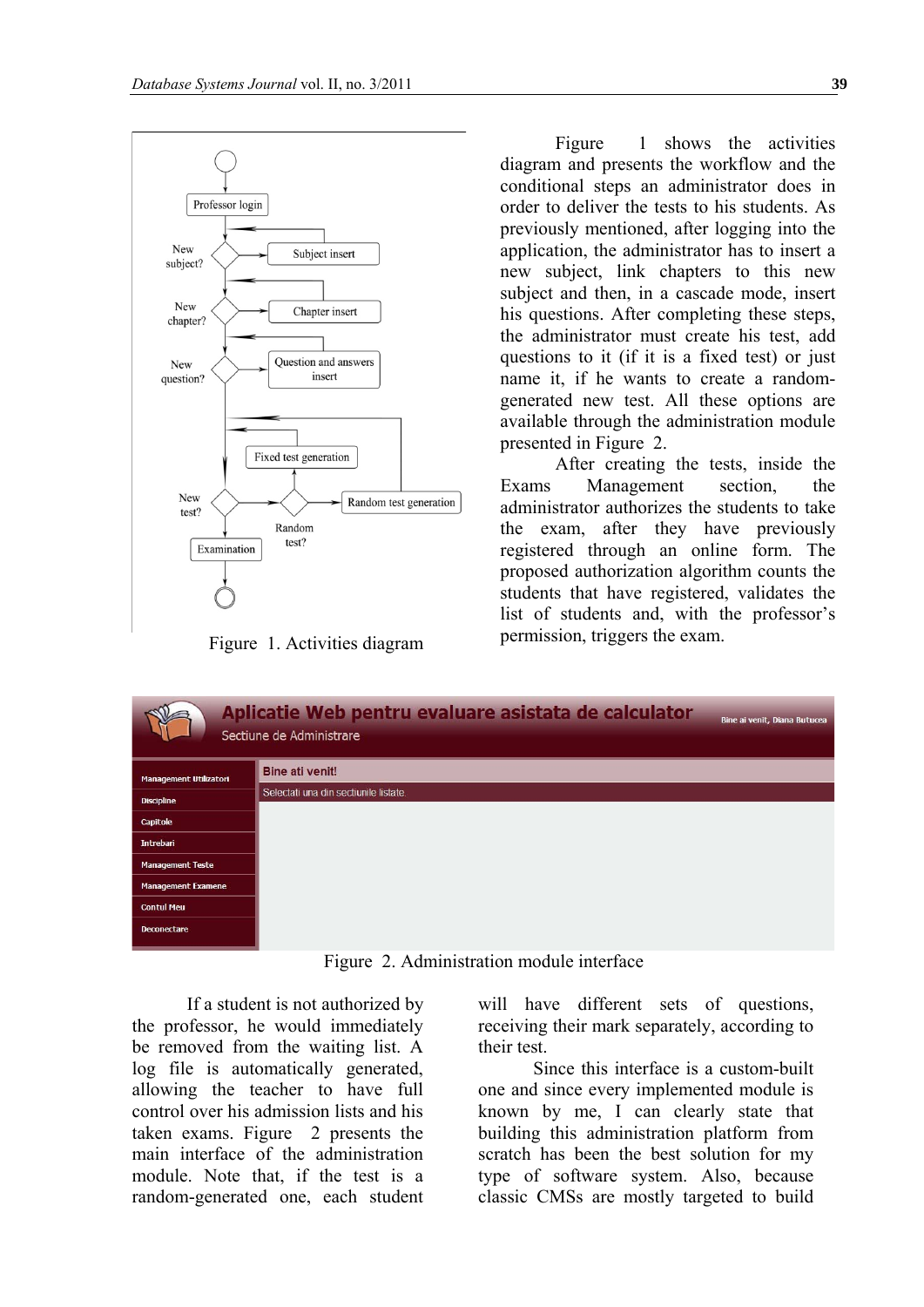Figure 1. Activities diagram

Figure 1 shows the activities diagram and presents the workflow and the conditional steps an administrator does in order to deliver the tests to his students. As previously mentioned, after logging into the application, the administrator has to insert a new subject, link chapters to this new subject and then, in a cascade mode, insert his questions. After completing these steps, the administrator must create his test, add questions to it (if it is a fixed test) or just name it, if he wants to create a random-generated new test. All these options are available through the administration module presented in Figure 2.

After creating the tests, inside the Exams Management section, the administrator authorizes the students to take the exam, after they have previously registered through an online form. The proposed authorization algorithm counts the students that have registered, validates the list of students and, with the professor's permission, triggers the exam.

Figure 2. Administration module interface

If a student is not authorized by the professor, he would immediately be removed from the waiting list. A log file is automatically generated, allowing the teacher to have full control over his admission lists and his taken exams. Figure 2 presents the main interface of the administration module. Note that, if the test is a random-generated one, each student will have different sets of questions, receiving their mark separately, according to their test.

Since this interface is a custom-built one and since every implemented module is known by me, I can clearly state that building this administration platform from scratch has been the best solution for my type of software system. Also, because classic CMSs are mostly targeted to build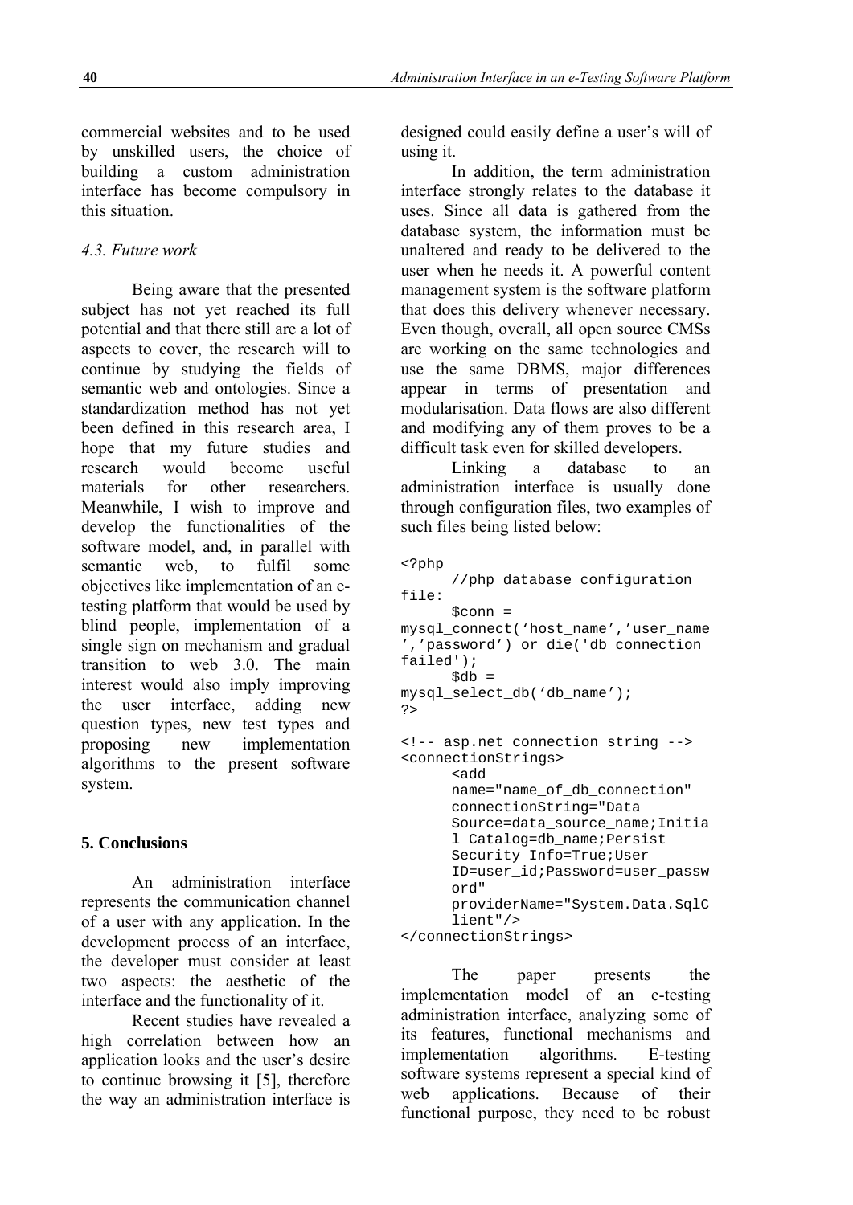commercial websites and to be used by unskilled users, the choice of building a custom administration interface has become compulsory in this situation.

### *4.3. Future work*

Being aware that the presented subject has not yet reached its full potential and that there still are a lot of aspects to cover, the research will to continue by studying the fields of semantic web and ontologies. Since a standardization method has not yet been defined in this research area, I hope that my future studies and research would become useful materials for other researchers. Meanwhile, I wish to improve and develop the functionalities of the software model, and, in parallel with semantic web, to fulfil some objectives like implementation of an e-testing platform that would be used by blind people, implementation of a single sign on mechanism and gradual transition to web 3.0. The main interest would also imply improving the user interface, adding new question types, new test types and proposing new implementation algorithms to the present software system.

## **5. Conclusions**

An administration interface represents the communication channel of a user with any application. In the development process of an interface, the developer must consider at least two aspects: the aesthetic of the interface and the functionality of it.

Recent studies have revealed a high correlation between how an application looks and the user's desire to continue browsing it [5], therefore the way an administration interface is designed could easily define a user's will of using it.

In addition, the term administration interface strongly relates to the database it uses. Since all data is gathered from the database system, the information must be unaltered and ready to be delivered to the user when he needs it. A powerful content management system is the software platform that does this delivery whenever necessary. Even though, overall, all open source CMSs are working on the same technologies and use the same DBMS, major differences appear in terms of presentation and modularisation. Data flows are also different and modifying any of them proves to be a difficult task even for skilled developers.

Linking a database to an administration interface is usually done through configuration files, two examples of such files being listed below:

```
<?php
      //php database configuration file:
      $conn = mysql_connect('host_name','user_name','password') or die('db connection failed');
      $db = mysql_select_db('db_name');
?>

<!-- asp.net connection string -->
<connectionStrings>
      <add
      name="name_of_db_connection"
      connectionString="Data Source=data_source_name;Initial Catalog=db_name;Persist Security Info=True;User ID=user_id;Password=user_password"
      providerName="System.Data.SqlClient"/>
</connectionStrings>
```

The paper presents the implementation model of an e-testing administration interface, analyzing some of its features, functional mechanisms and implementation algorithms. E-testing software systems represent a special kind of web applications. Because of their functional purpose, they need to be robust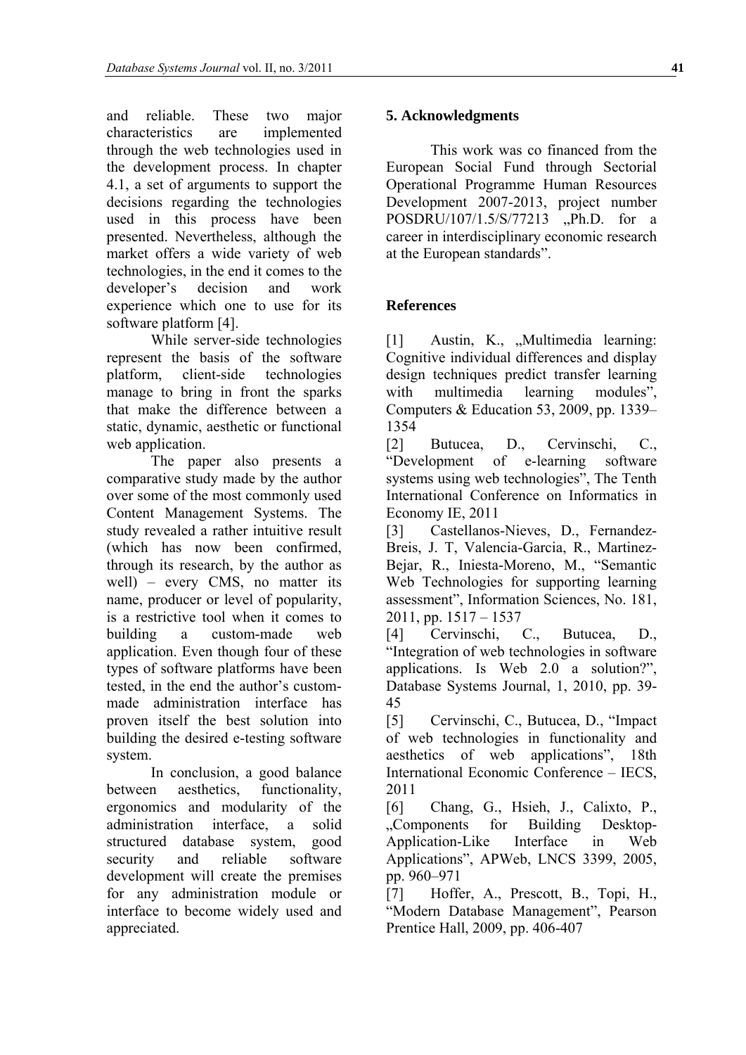and reliable. These two major characteristics are implemented through the web technologies used in the development process. In chapter 4.1, a set of arguments to support the decisions regarding the technologies used in this process have been presented. Nevertheless, although the market offers a wide variety of web technologies, in the end it comes to the developer's decision and work experience which one to use for its software platform [4].

While server-side technologies represent the basis of the software platform, client-side technologies manage to bring in front the sparks that make the difference between a static, dynamic, aesthetic or functional web application.

The paper also presents a comparative study made by the author over some of the most commonly used Content Management Systems. The study revealed a rather intuitive result (which has now been confirmed, through its research, by the author as well) – every CMS, no matter its name, producer or level of popularity, is a restrictive tool when it comes to building a custom-made web application. Even though four of these types of software platforms have been tested, in the end the author's custom-made administration interface has proven itself the best solution into building the desired e-testing software system.

In conclusion, a good balance between aesthetics, functionality, ergonomics and modularity of the administration interface, a solid structured database system, good security and reliable software development will create the premises for any administration module or interface to become widely used and appreciated.

## 5. Acknowledgments

This work was co financed from the European Social Fund through Sectorial Operational Programme Human Resources Development 2007-2013, project number POSDRU/107/1.5/S/77213 „Ph.D. for a career in interdisciplinary economic research at the European standards".

## References

[1] Austin, K., „Multimedia learning: Cognitive individual differences and display design techniques predict transfer learning with multimedia learning modules", Computers & Education 53, 2009, pp. 1339–1354

[2] Butucea, D., Cervinschi, C., "Development of e-learning software systems using web technologies", The Tenth International Conference on Informatics in Economy IE, 2011

[3] Castellanos-Nieves, D., Fernandez-Breis, J. T, Valencia-Garcia, R., Martinez-Bejar, R., Iniesta-Moreno, M., "Semantic Web Technologies for supporting learning assessment", Information Sciences, No. 181, 2011, pp. 1517 – 1537

[4] Cervinschi, C., Butucea, D., "Integration of web technologies in software applications. Is Web 2.0 a solution?", Database Systems Journal, 1, 2010, pp. 39-45

[5] Cervinschi, C., Butucea, D., "Impact of web technologies in functionality and aesthetics of web applications", 18th International Economic Conference – IECS, 2011

[6] Chang, G., Hsieh, J., Calixto, P., „Components for Building Desktop-Application-Like Interface in Web Applications", APWeb, LNCS 3399, 2005, pp. 960–971

[7] Hoffer, A., Prescott, B., Topi, H., "Modern Database Management", Pearson Prentice Hall, 2009, pp. 406-407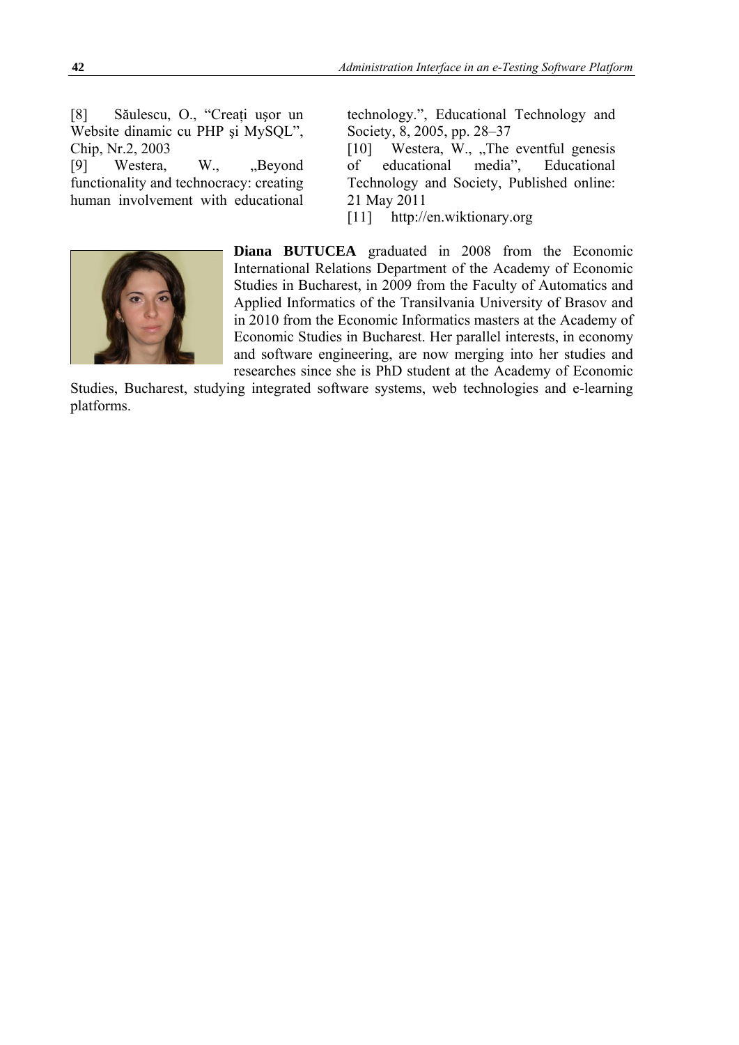[8] Săulescu, O., "Creați ușor un Website dinamic cu PHP și MySQL", Chip, Nr.2, 2003

[9] Westera, W., „Beyond functionality and technocracy: creating human involvement with educational technology.", Educational Technology and Society, 8, 2005, pp. 28–37

[10] Westera, W., „The eventful genesis of educational media", Educational Technology and Society, Published online: 21 May 2011

[11] http://en.wiktionary.org

**Diana BUTUCEA** graduated in 2008 from the Economic International Relations Department of the Academy of Economic Studies in Bucharest, in 2009 from the Faculty of Automatics and Applied Informatics of the Transilvania University of Brasov and in 2010 from the Economic Informatics masters at the Academy of Economic Studies in Bucharest. Her parallel interests, in economy and software engineering, are now merging into her studies and researches since she is PhD student at the Academy of Economic Studies, Bucharest, studying integrated software systems, web technologies and e-learning platforms.